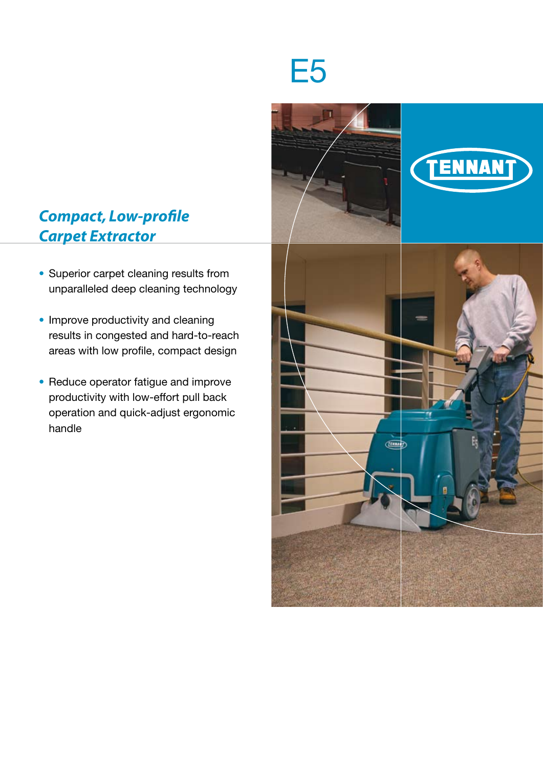# E5

## *Compact, Low-profile Carpet Extractor*

- Superior carpet cleaning results from unparalleled deep cleaning technology
- Improve productivity and cleaning results in congested and hard-to-reach areas with low profile, compact design
- Reduce operator fatigue and improve productivity with low-effort pull back operation and quick-adjust ergonomic handle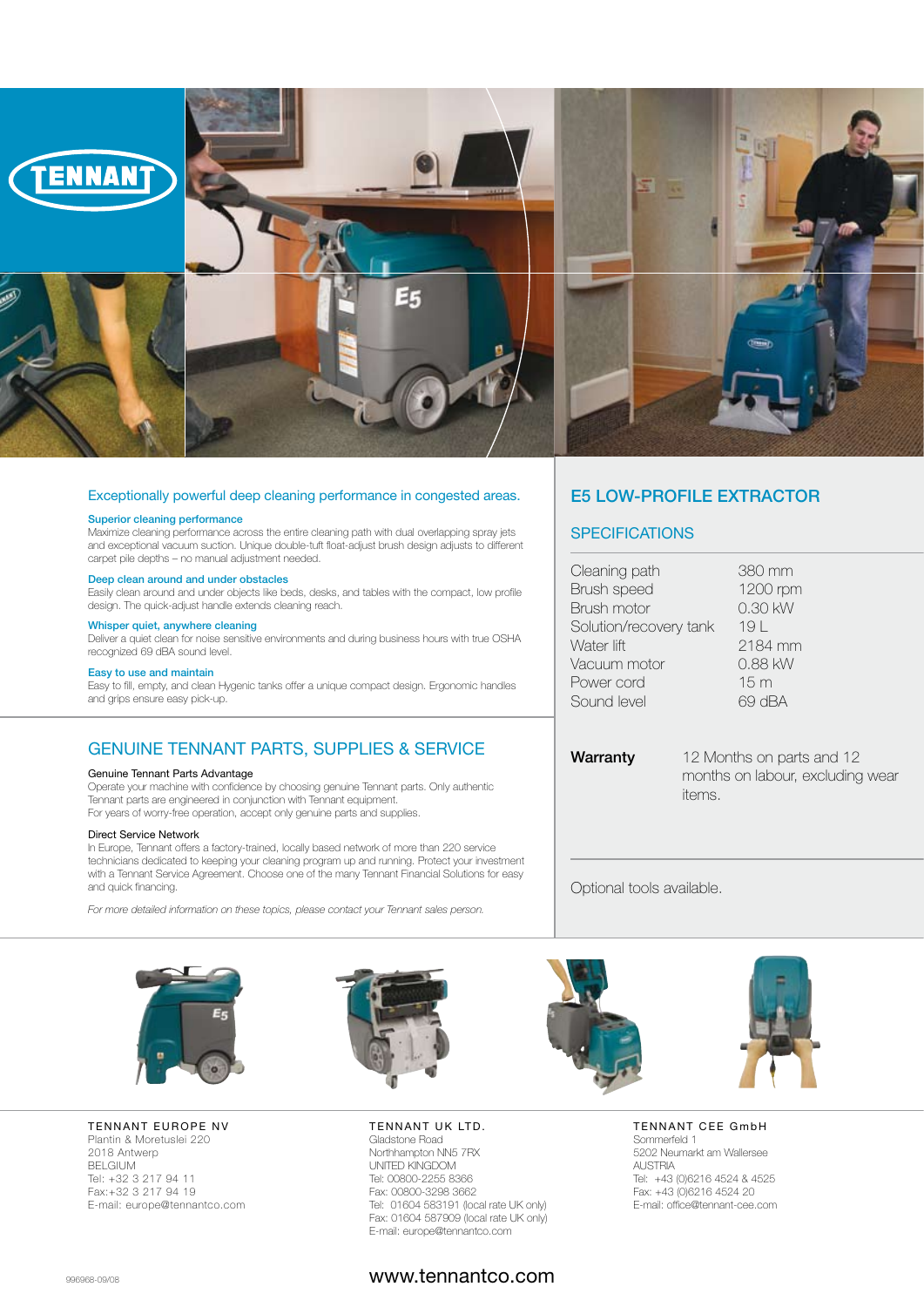Exceptionally powerful deep cleaning performance in congested areas.

**Superior cleaning performance**
Maximize cleaning performance across the entire cleaning path with dual overlapping spray jets and exceptional vacuum suction. Unique double-tuft float-adjust brush design adjusts to different carpet pile depths – no manual adjustment needed.

**Deep clean around and under obstacles**
Easily clean around and under objects like beds, desks, and tables with the compact, low profile design. The quick-adjust handle extends cleaning reach.

**Whisper quiet, anywhere cleaning**
Deliver a quiet clean for noise sensitive environments and during business hours with true OSHA recognized 69 dBA sound level.

**Easy to use and maintain**
Easy to fill, empty, and clean Hygenic tanks offer a unique compact design. Ergonomic handles and grips ensure easy pick-up.

## GENUINE TENNANT PARTS, SUPPLIES & SERVICE

**Genuine Tennant Parts Advantage**
Operate your machine with confidence by choosing genuine Tennant parts. Only authentic Tennant parts are engineered in conjunction with Tennant equipment.
For years of worry-free operation, accept only genuine parts and supplies.

**Direct Service Network**
In Europe, Tennant offers a factory-trained, locally based network of more than 220 service technicians dedicated to keeping your cleaning program up and running. Protect your investment with a Tennant Service Agreement. Choose one of the many Tennant Financial Solutions for easy and quick financing.

*For more detailed information on these topics, please contact your Tennant sales person.*

## E5 LOW-PROFILE EXTRACTOR

### SPECIFICATIONS

| | |
|---|---|
| Cleaning path | 380 mm |
| Brush speed | 1200 rpm |
| Brush motor | 0.30 kW |
| Solution/recovery tank | 19 L |
| Water lift | 2184 mm |
| Vacuum motor | 0.88 kW |
| Power cord | 15 m |
| Sound level | 69 dBA |

**Warranty** 12 Months on parts and 12 months on labour, excluding wear items.

Optional tools available.

**TENNANT EUROPE NV**
Plantin & Moretuslei 220
2018 Antwerp
BELGIUM
Tel: +32 3 217 94 11
Fax:+32 3 217 94 19
E-mail: europe@tennantco.com

**TENNANT UK LTD.**
Gladstone Road
Northhampton NN5 7RX
UNITED KINGDOM
Tel: 00800-2255 8366
Fax: 00800-3298 3662
Tel: 01604 583191 (local rate UK only)
Fax: 01604 587909 (local rate UK only)
E-mail: europe@tennantco.com

**TENNANT CEE GmbH**
Sommerfeld 1
5202 Neumarkt am Wallersee
AUSTRIA
Tel: +43 (0)6216 4524 & 4525
Fax: +43 (0)6216 4524 20
E-mail: office@tennant-cee.com

996968-09/08

www.tennantco.com